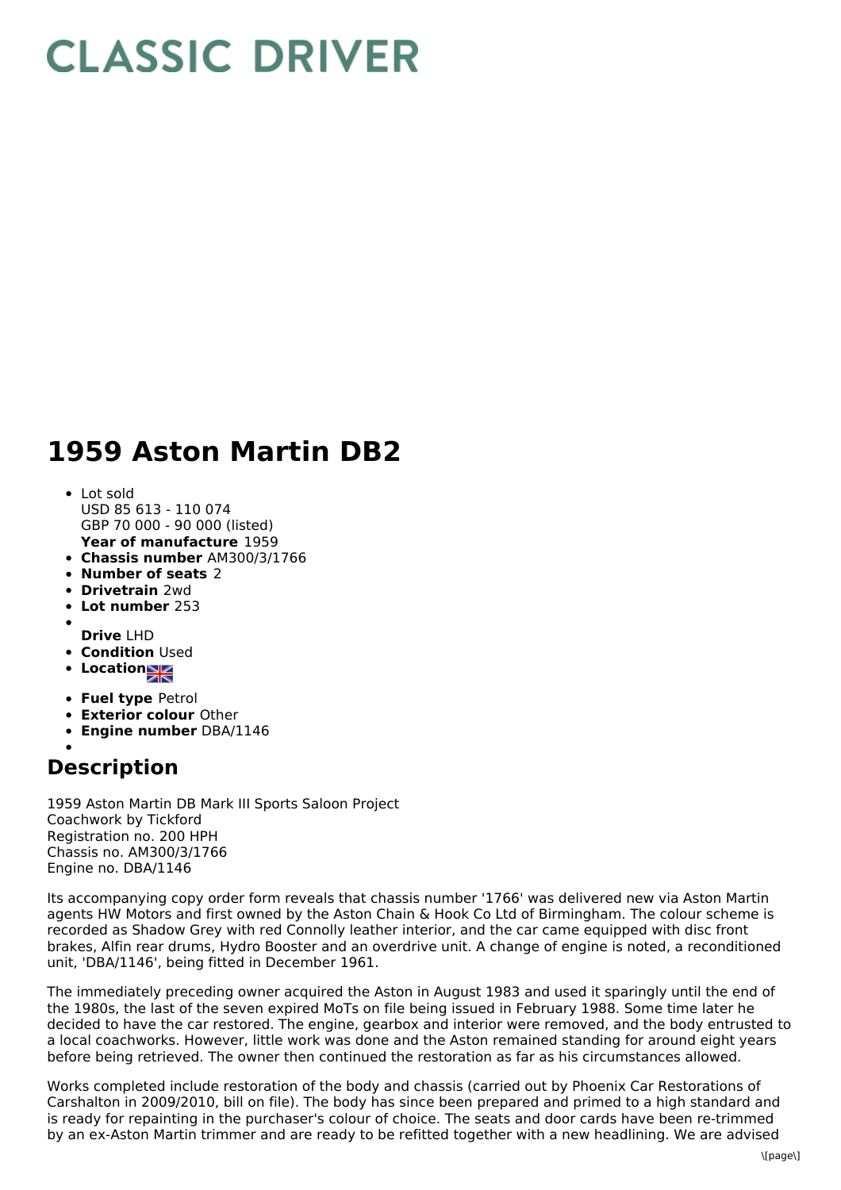# CLASSIC DRIVER

# 1959 Aston Martin DB2

- Lot sold
  USD 85 613 - 110 074
  GBP 70 000 - 90 000 (listed)
  **Year of manufacture** 1959
- **Chassis number** AM300/3/1766
- **Number of seats** 2
- **Drivetrain** 2wd
- **Lot number** 253
- **Drive** LHD
- **Condition** Used
- **Location**
- **Fuel type** Petrol
- **Exterior colour** Other
- **Engine number** DBA/1146

## Description

1959 Aston Martin DB Mark III Sports Saloon Project
Coachwork by Tickford
Registration no. 200 HPH
Chassis no. AM300/3/1766
Engine no. DBA/1146

Its accompanying copy order form reveals that chassis number '1766' was delivered new via Aston Martin agents HW Motors and first owned by the Aston Chain & Hook Co Ltd of Birmingham. The colour scheme is recorded as Shadow Grey with red Connolly leather interior, and the car came equipped with disc front brakes, Alfin rear drums, Hydro Booster and an overdrive unit. A change of engine is noted, a reconditioned unit, 'DBA/1146', being fitted in December 1961.

The immediately preceding owner acquired the Aston in August 1983 and used it sparingly until the end of the 1980s, the last of the seven expired MoTs on file being issued in February 1988. Some time later he decided to have the car restored. The engine, gearbox and interior were removed, and the body entrusted to a local coachworks. However, little work was done and the Aston remained standing for around eight years before being retrieved. The owner then continued the restoration as far as his circumstances allowed.

Works completed include restoration of the body and chassis (carried out by Phoenix Car Restorations of Carshalton in 2009/2010, bill on file). The body has since been prepared and primed to a high standard and is ready for repainting in the purchaser's colour of choice. The seats and door cards have been re-trimmed by an ex-Aston Martin trimmer and are ready to be refitted together with a new headlining. We are advised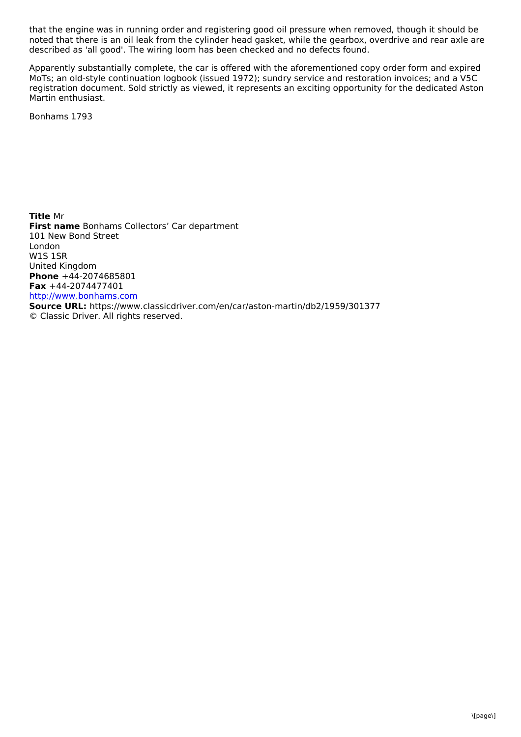that the engine was in running order and registering good oil pressure when removed, though it should be noted that there is an oil leak from the cylinder head gasket, while the gearbox, overdrive and rear axle are described as 'all good'. The wiring loom has been checked and no defects found.

Apparently substantially complete, the car is offered with the aforementioned copy order form and expired MoTs; an old-style continuation logbook (issued 1972); sundry service and restoration invoices; and a V5C registration document. Sold strictly as viewed, it represents an exciting opportunity for the dedicated Aston Martin enthusiast.

Bonhams 1793

**Title** Mr  
**First name** Bonhams Collectors' Car department  
101 New Bond Street  
London  
W1S 1SR  
United Kingdom  
**Phone** +44-2074685801  
**Fax** +44-2074477401  
http://www.bonhams.com  
**Source URL:** https://www.classicdriver.com/en/car/aston-martin/db2/1959/301377  
© Classic Driver. All rights reserved.